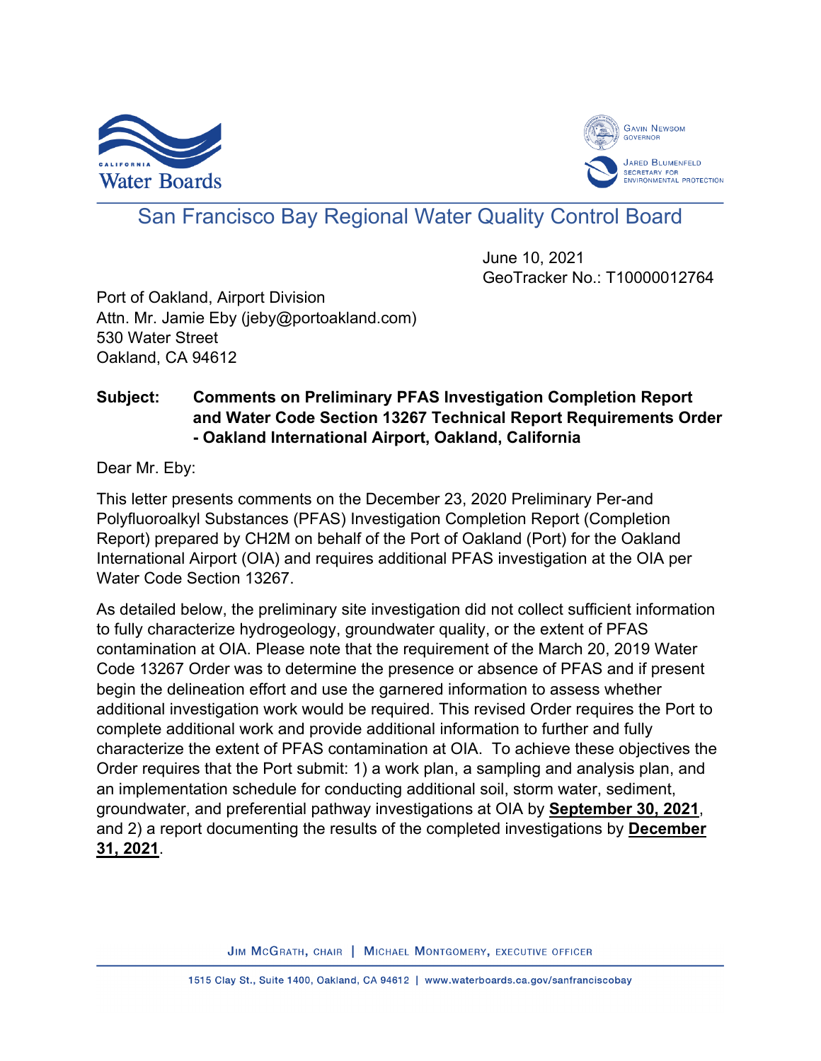California Water Boards

Gavin Newsom, Governor
Jared Blumenfeld, Secretary for Environmental Protection

# San Francisco Bay Regional Water Quality Control Board

June 10, 2021
GeoTracker No.: T10000012764

Port of Oakland, Airport Division
Attn. Mr. Jamie Eby (jeby@portoakland.com)
530 Water Street
Oakland, CA 94612

**Subject: Comments on Preliminary PFAS Investigation Completion Report and Water Code Section 13267 Technical Report Requirements Order - Oakland International Airport, Oakland, California**

Dear Mr. Eby:

This letter presents comments on the December 23, 2020 Preliminary Per-and Polyfluoroalkyl Substances (PFAS) Investigation Completion Report (Completion Report) prepared by CH2M on behalf of the Port of Oakland (Port) for the Oakland International Airport (OIA) and requires additional PFAS investigation at the OIA per Water Code Section 13267.

As detailed below, the preliminary site investigation did not collect sufficient information to fully characterize hydrogeology, groundwater quality, or the extent of PFAS contamination at OIA. Please note that the requirement of the March 20, 2019 Water Code 13267 Order was to determine the presence or absence of PFAS and if present begin the delineation effort and use the garnered information to assess whether additional investigation work would be required. This revised Order requires the Port to complete additional work and provide additional information to further and fully characterize the extent of PFAS contamination at OIA. To achieve these objectives the Order requires that the Port submit: 1) a work plan, a sampling and analysis plan, and an implementation schedule for conducting additional soil, storm water, sediment, groundwater, and preferential pathway investigations at OIA by **September 30, 2021**, and 2) a report documenting the results of the completed investigations by **December 31, 2021**.

Jim McGrath, Chair | Michael Montgomery, Executive Officer

1515 Clay St., Suite 1400, Oakland, CA 94612 | www.waterboards.ca.gov/sanfranciscobay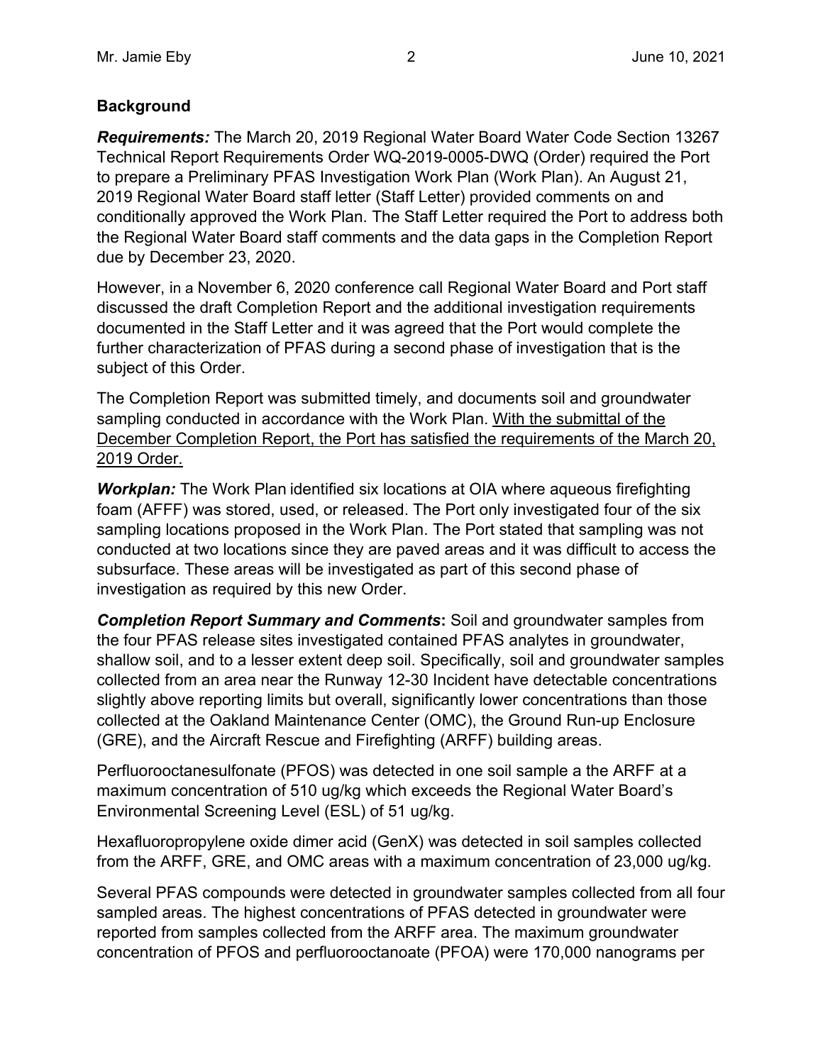## Background

***Requirements:*** The March 20, 2019 Regional Water Board Water Code Section 13267 Technical Report Requirements Order WQ-2019-0005-DWQ (Order) required the Port to prepare a Preliminary PFAS Investigation Work Plan (Work Plan). An August 21, 2019 Regional Water Board staff letter (Staff Letter) provided comments on and conditionally approved the Work Plan. The Staff Letter required the Port to address both the Regional Water Board staff comments and the data gaps in the Completion Report due by December 23, 2020.

However, in a November 6, 2020 conference call Regional Water Board and Port staff discussed the draft Completion Report and the additional investigation requirements documented in the Staff Letter and it was agreed that the Port would complete the further characterization of PFAS during a second phase of investigation that is the subject of this Order.

The Completion Report was submitted timely, and documents soil and groundwater sampling conducted in accordance with the Work Plan. <u>With the submittal of the December Completion Report, the Port has satisfied the requirements of the March 20, 2019 Order.</u>

***Workplan:*** The Work Plan identified six locations at OIA where aqueous firefighting foam (AFFF) was stored, used, or released. The Port only investigated four of the six sampling locations proposed in the Work Plan. The Port stated that sampling was not conducted at two locations since they are paved areas and it was difficult to access the subsurface. These areas will be investigated as part of this second phase of investigation as required by this new Order.

***Completion Report Summary and Comments*:** Soil and groundwater samples from the four PFAS release sites investigated contained PFAS analytes in groundwater, shallow soil, and to a lesser extent deep soil. Specifically, soil and groundwater samples collected from an area near the Runway 12-30 Incident have detectable concentrations slightly above reporting limits but overall, significantly lower concentrations than those collected at the Oakland Maintenance Center (OMC), the Ground Run-up Enclosure (GRE), and the Aircraft Rescue and Firefighting (ARFF) building areas.

Perfluorooctanesulfonate (PFOS) was detected in one soil sample a the ARFF at a maximum concentration of 510 ug/kg which exceeds the Regional Water Board's Environmental Screening Level (ESL) of 51 ug/kg.

Hexafluoropropylene oxide dimer acid (GenX) was detected in soil samples collected from the ARFF, GRE, and OMC areas with a maximum concentration of 23,000 ug/kg.

Several PFAS compounds were detected in groundwater samples collected from all four sampled areas. The highest concentrations of PFAS detected in groundwater were reported from samples collected from the ARFF area. The maximum groundwater concentration of PFOS and perfluorooctanoate (PFOA) were 170,000 nanograms per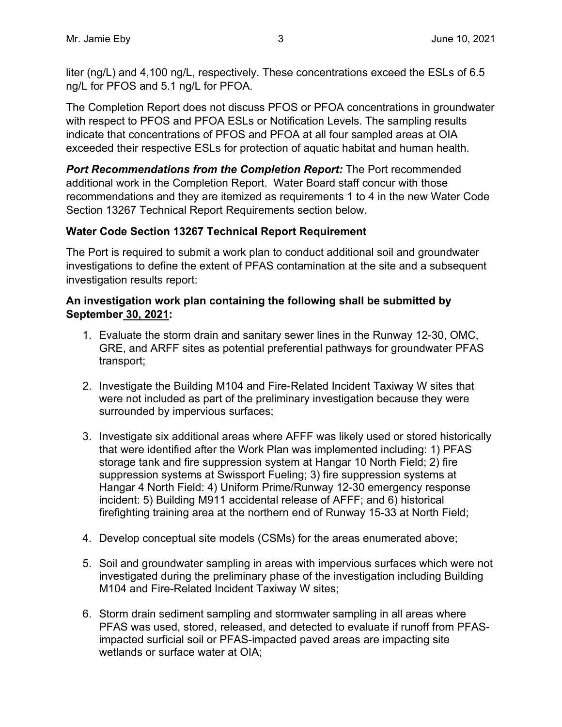liter (ng/L) and 4,100 ng/L, respectively. These concentrations exceed the ESLs of 6.5 ng/L for PFOS and 5.1 ng/L for PFOA.

The Completion Report does not discuss PFOS or PFOA concentrations in groundwater with respect to PFOS and PFOA ESLs or Notification Levels. The sampling results indicate that concentrations of PFOS and PFOA at all four sampled areas at OIA exceeded their respective ESLs for protection of aquatic habitat and human health.

***Port Recommendations from the Completion Report:*** The Port recommended additional work in the Completion Report. Water Board staff concur with those recommendations and they are itemized as requirements 1 to 4 in the new Water Code Section 13267 Technical Report Requirements section below.

**Water Code Section 13267 Technical Report Requirement**

The Port is required to submit a work plan to conduct additional soil and groundwater investigations to define the extent of PFAS contamination at the site and a subsequent investigation results report:

**An investigation work plan containing the following shall be submitted by September 30, 2021:**

1. Evaluate the storm drain and sanitary sewer lines in the Runway 12-30, OMC, GRE, and ARFF sites as potential preferential pathways for groundwater PFAS transport;

2. Investigate the Building M104 and Fire-Related Incident Taxiway W sites that were not included as part of the preliminary investigation because they were surrounded by impervious surfaces;

3. Investigate six additional areas where AFFF was likely used or stored historically that were identified after the Work Plan was implemented including: 1) PFAS storage tank and fire suppression system at Hangar 10 North Field; 2) fire suppression systems at Swissport Fueling; 3) fire suppression systems at Hangar 4 North Field: 4) Uniform Prime/Runway 12-30 emergency response incident: 5) Building M911 accidental release of AFFF; and 6) historical firefighting training area at the northern end of Runway 15-33 at North Field;

4. Develop conceptual site models (CSMs) for the areas enumerated above;

5. Soil and groundwater sampling in areas with impervious surfaces which were not investigated during the preliminary phase of the investigation including Building M104 and Fire-Related Incident Taxiway W sites;

6. Storm drain sediment sampling and stormwater sampling in all areas where PFAS was used, stored, released, and detected to evaluate if runoff from PFAS-impacted surficial soil or PFAS-impacted paved areas are impacting site wetlands or surface water at OIA;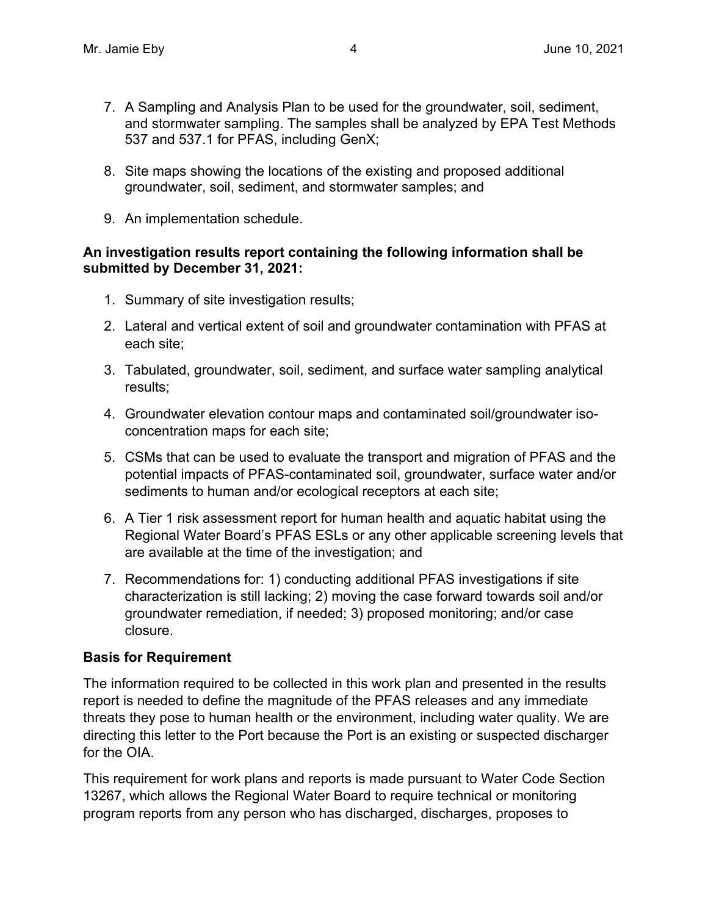7. A Sampling and Analysis Plan to be used for the groundwater, soil, sediment, and stormwater sampling. The samples shall be analyzed by EPA Test Methods 537 and 537.1 for PFAS, including GenX;
8. Site maps showing the locations of the existing and proposed additional groundwater, soil, sediment, and stormwater samples; and
9. An implementation schedule.

**An investigation results report containing the following information shall be submitted by December 31, 2021:**

1. Summary of site investigation results;
2. Lateral and vertical extent of soil and groundwater contamination with PFAS at each site;
3. Tabulated, groundwater, soil, sediment, and surface water sampling analytical results;
4. Groundwater elevation contour maps and contaminated soil/groundwater iso-concentration maps for each site;
5. CSMs that can be used to evaluate the transport and migration of PFAS and the potential impacts of PFAS-contaminated soil, groundwater, surface water and/or sediments to human and/or ecological receptors at each site;
6. A Tier 1 risk assessment report for human health and aquatic habitat using the Regional Water Board's PFAS ESLs or any other applicable screening levels that are available at the time of the investigation; and
7. Recommendations for: 1) conducting additional PFAS investigations if site characterization is still lacking; 2) moving the case forward towards soil and/or groundwater remediation, if needed; 3) proposed monitoring; and/or case closure.

**Basis for Requirement**

The information required to be collected in this work plan and presented in the results report is needed to define the magnitude of the PFAS releases and any immediate threats they pose to human health or the environment, including water quality. We are directing this letter to the Port because the Port is an existing or suspected discharger for the OIA.

This requirement for work plans and reports is made pursuant to Water Code Section 13267, which allows the Regional Water Board to require technical or monitoring program reports from any person who has discharged, discharges, proposes to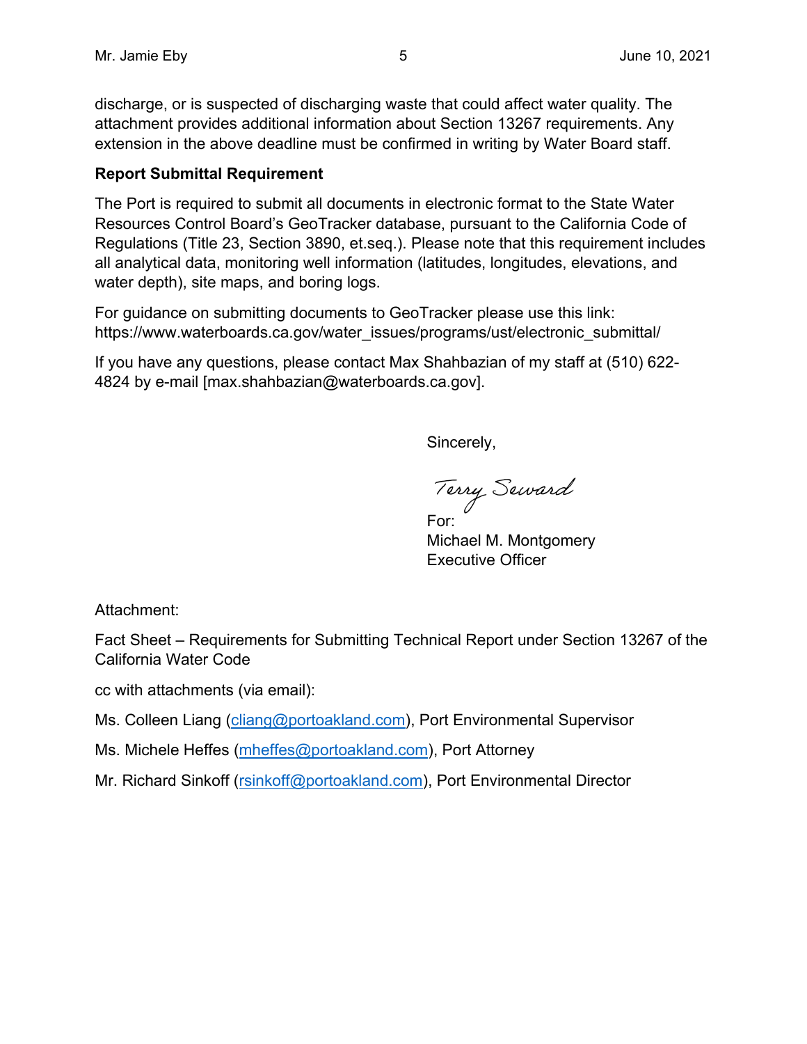discharge, or is suspected of discharging waste that could affect water quality. The attachment provides additional information about Section 13267 requirements. Any extension in the above deadline must be confirmed in writing by Water Board staff.

**Report Submittal Requirement**

The Port is required to submit all documents in electronic format to the State Water Resources Control Board's GeoTracker database, pursuant to the California Code of Regulations (Title 23, Section 3890, et.seq.). Please note that this requirement includes all analytical data, monitoring well information (latitudes, longitudes, elevations, and water depth), site maps, and boring logs.

For guidance on submitting documents to GeoTracker please use this link: https://www.waterboards.ca.gov/water_issues/programs/ust/electronic_submittal/

If you have any questions, please contact Max Shahbazian of my staff at (510) 622-4824 by e-mail [max.shahbazian@waterboards.ca.gov].

Sincerely,

Terry Seward

For:
Michael M. Montgomery
Executive Officer

Attachment:

Fact Sheet – Requirements for Submitting Technical Report under Section 13267 of the California Water Code

cc with attachments (via email):

Ms. Colleen Liang (cliang@portoakland.com), Port Environmental Supervisor

Ms. Michele Heffes (mheffes@portoakland.com), Port Attorney

Mr. Richard Sinkoff (rsinkoff@portoakland.com), Port Environmental Director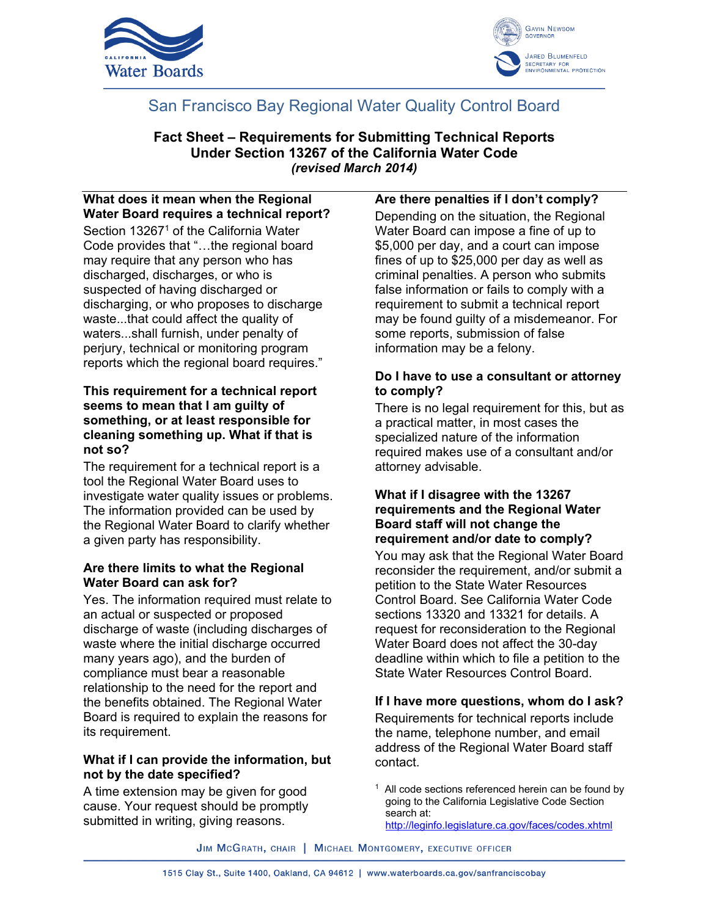San Francisco Bay Regional Water Quality Control Board

**Fact Sheet – Requirements for Submitting Technical Reports Under Section 13267 of the California Water Code**
***(revised March 2014)***

**What does it mean when the Regional Water Board requires a technical report?**

Section 13267[1] of the California Water Code provides that "…the regional board may require that any person who has discharged, discharges, or who is suspected of having discharged or discharging, or who proposes to discharge waste...that could affect the quality of waters...shall furnish, under penalty of perjury, technical or monitoring program reports which the regional board requires."

**This requirement for a technical report seems to mean that I am guilty of something, or at least responsible for cleaning something up. What if that is not so?**

The requirement for a technical report is a tool the Regional Water Board uses to investigate water quality issues or problems. The information provided can be used by the Regional Water Board to clarify whether a given party has responsibility.

**Are there limits to what the Regional Water Board can ask for?**

Yes. The information required must relate to an actual or suspected or proposed discharge of waste (including discharges of waste where the initial discharge occurred many years ago), and the burden of compliance must bear a reasonable relationship to the need for the report and the benefits obtained. The Regional Water Board is required to explain the reasons for its requirement.

**What if I can provide the information, but not by the date specified?**

A time extension may be given for good cause. Your request should be promptly submitted in writing, giving reasons.

**Are there penalties if I don't comply?**

Depending on the situation, the Regional Water Board can impose a fine of up to $5,000 per day, and a court can impose fines of up to $25,000 per day as well as criminal penalties. A person who submits false information or fails to comply with a requirement to submit a technical report may be found guilty of a misdemeanor. For some reports, submission of false information may be a felony.

**Do I have to use a consultant or attorney to comply?**

There is no legal requirement for this, but as a practical matter, in most cases the specialized nature of the information required makes use of a consultant and/or attorney advisable.

**What if I disagree with the 13267 requirements and the Regional Water Board staff will not change the requirement and/or date to comply?**

You may ask that the Regional Water Board reconsider the requirement, and/or submit a petition to the State Water Resources Control Board. See California Water Code sections 13320 and 13321 for details. A request for reconsideration to the Regional Water Board does not affect the 30-day deadline within which to file a petition to the State Water Resources Control Board.

**If I have more questions, whom do I ask?**

Requirements for technical reports include the name, telephone number, and email address of the Regional Water Board staff contact.

[1] All code sections referenced herein can be found by going to the California Legislative Code Section search at: http://leginfo.legislature.ca.gov/faces/codes.xhtml